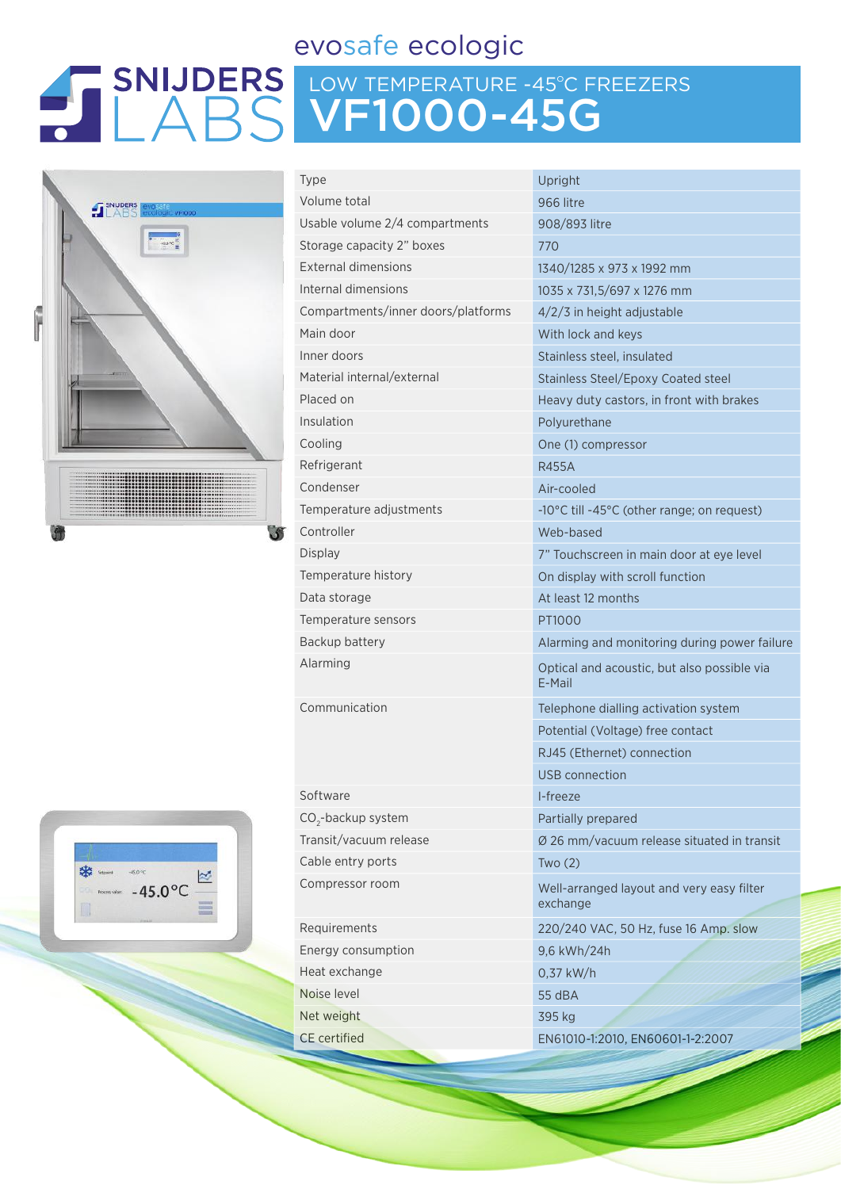# evosafe ecologic

SNIJDERS LABS

## LOW TEMPERATURE -45°C FREEZERS

# VF1000-45G

| | |
|---|---|
| Type | Upright |
| Volume total | 966 litre |
| Usable volume 2/4 compartments | 908/893 litre |
| Storage capacity 2" boxes | 770 |
| External dimensions | 1340/1285 x 973 x 1992 mm |
| Internal dimensions | 1035 x 731,5/697 x 1276 mm |
| Compartments/inner doors/platforms | 4/2/3 in height adjustable |
| Main door | With lock and keys |
| Inner doors | Stainless steel, insulated |
| Material internal/external | Stainless Steel/Epoxy Coated steel |
| Placed on | Heavy duty castors, in front with brakes |
| Insulation | Polyurethane |
| Cooling | One (1) compressor |
| Refrigerant | R455A |
| Condenser | Air-cooled |
| Temperature adjustments | -10°C till -45°C (other range; on request) |
| Controller | Web-based |
| Display | 7" Touchscreen in main door at eye level |
| Temperature history | On display with scroll function |
| Data storage | At least 12 months |
| Temperature sensors | PT1000 |
| Backup battery | Alarming and monitoring during power failure |
| Alarming | Optical and acoustic, but also possible via E-Mail |
| Communication | Telephone dialling activation system |
| | Potential (Voltage) free contact |
| | RJ45 (Ethernet) connection |
| | USB connection |
| Software | I-freeze |
| $CO_2$-backup system | Partially prepared |
| Transit/vacuum release | Ø 26 mm/vacuum release situated in transit |
| Cable entry ports | Two (2) |
| Compressor room | Well-arranged layout and very easy filter exchange |
| Requirements | 220/240 VAC, 50 Hz, fuse 16 Amp. slow |
| Energy consumption | 9,6 kWh/24h |
| Heat exchange | 0,37 kW/h |
| Noise level | 55 dBA |
| Net weight | 395 kg |
| CE certified | EN61010-1:2010, EN60601-1-2:2007 |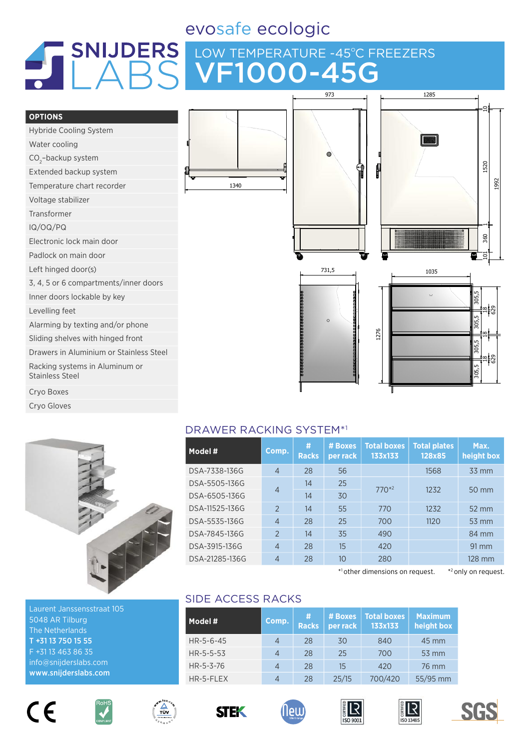# evosafe ecologic

SNIJDERS LABS

## LOW TEMPERATURE -45°C FREEZERS

# VF1000-45G

| OPTIONS |
|---|
| Hybride Cooling System |
| Water cooling |
| $CO_2$–backup system |
| Extended backup system |
| Temperature chart recorder |
| Voltage stabilizer |
| Transformer |
| IQ/OQ/PQ |
| Electronic lock main door |
| Padlock on main door |
| Left hinged door(s) |
| 3, 4, 5 or 6 compartments/inner doors |
| Inner doors lockable by key |
| Levelling feet |
| Alarming by texting and/or phone |
| Sliding shelves with hinged front |
| Drawers in Aluminium or Stainless Steel |
| Racking systems in Aluminum or Stainless Steel |
| Cryo Boxes |
| Cryo Gloves |

973
1285
1340
10
1520
1992
360
101
731,5
1035
1276
305,5
18
629
305,5
18
305,5
18
629
305,5

## DRAWER RACKING SYSTEM*1

| Model # | Comp. | # Racks | # Boxes per rack | Total boxes 133x133 | Total plates 128x85 | Max. height box |
|---|---|---|---|---|---|---|
| DSA-7338-136G | 4 | 28 | 56 | | 1568 | 33 mm |
| DSA-5505-136G | 4 | 14 | 25 | 770*2 | 1232 | 50 mm |
| DSA-6505-136G | | 14 | 30 | | | |
| DSA-11525-136G | 2 | 14 | 55 | 770 | 1232 | 52 mm |
| DSA-5535-136G | 4 | 28 | 25 | 700 | 1120 | 53 mm |
| DSA-7845-136G | 2 | 14 | 35 | 490 | | 84 mm |
| DSA-3915-136G | 4 | 28 | 15 | 420 | | 91 mm |
| DSA-21285-136G | 4 | 28 | 10 | 280 | | 128 mm |

*1 other dimensions on request. *2 only on request.

## SIDE ACCESS RACKS

| Model # | Comp. | # Racks | # Boxes per rack | Total boxes 133x133 | Maximum height box |
|---|---|---|---|---|---|
| HR-5-6-45 | 4 | 28 | 30 | 840 | 45 mm |
| HR-5-5-53 | 4 | 28 | 25 | 700 | 53 mm |
| HR-5-3-76 | 4 | 28 | 15 | 420 | 76 mm |
| HR-5-FLEX | 4 | 28 | 25/15 | 700/420 | 55/95 mm |

Laurent Janssensstraat 105
5048 AR Tilburg
The Netherlands
**T +31 13 750 15 55**
F +31 13 463 86 35
info@snijderslabs.com
**www.snijderslabs.com**